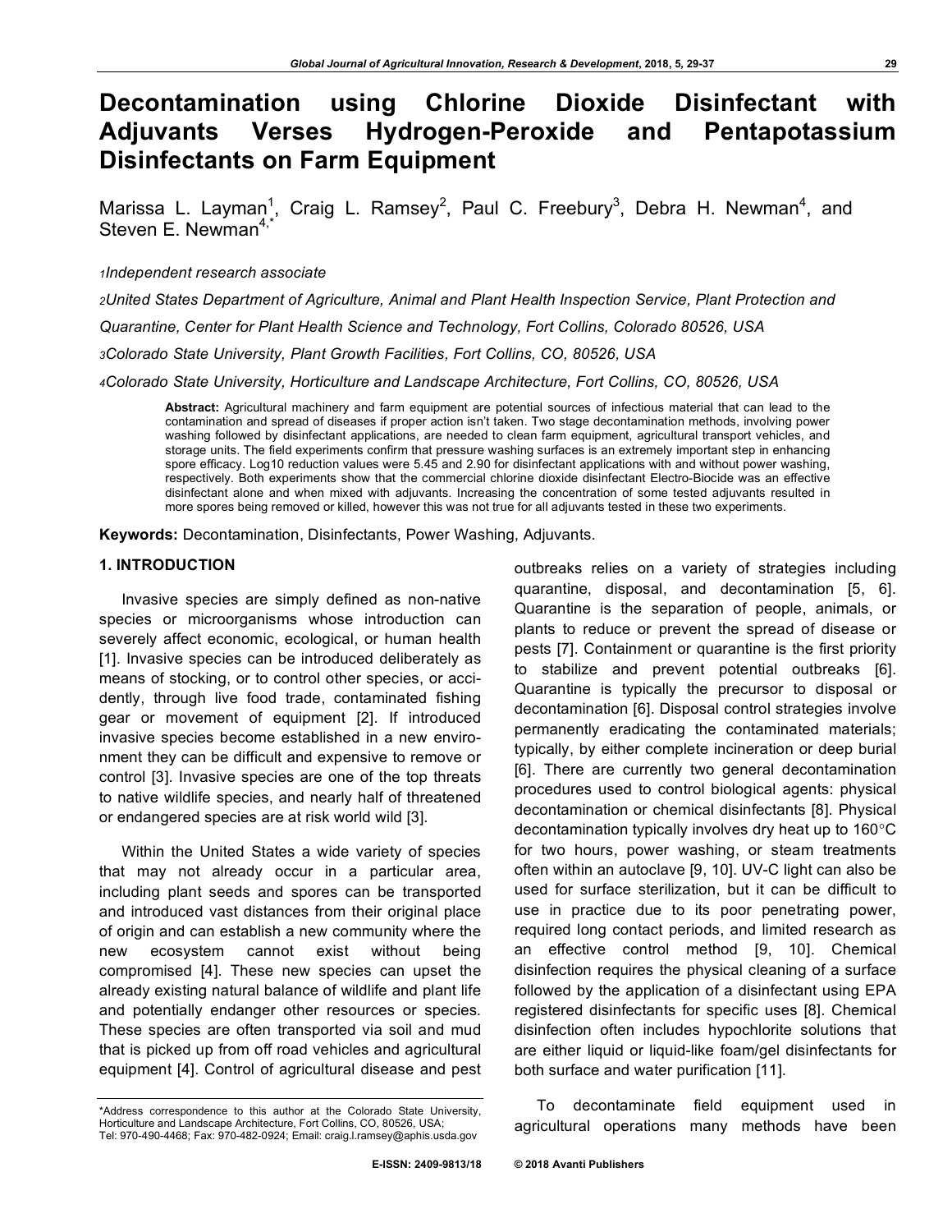# Decontamination using Chlorine Dioxide Disinfectant with Adjuvants Verses Hydrogen-Peroxide and Pentapotassium Disinfectants on Farm Equipment

Marissa L. Layman[1], Craig L. Ramsey[2], Paul C. Freebury[3], Debra H. Newman[4], and Steven E. Newman[4,*]

*1Independent research associate*

*2United States Department of Agriculture, Animal and Plant Health Inspection Service, Plant Protection and Quarantine, Center for Plant Health Science and Technology, Fort Collins, Colorado 80526, USA*

*3Colorado State University, Plant Growth Facilities, Fort Collins, CO, 80526, USA*

*4Colorado State University, Horticulture and Landscape Architecture, Fort Collins, CO, 80526, USA*

**Abstract:** Agricultural machinery and farm equipment are potential sources of infectious material that can lead to the contamination and spread of diseases if proper action isn't taken. Two stage decontamination methods, involving power washing followed by disinfectant applications, are needed to clean farm equipment, agricultural transport vehicles, and storage units. The field experiments confirm that pressure washing surfaces is an extremely important step in enhancing spore efficacy. Log10 reduction values were 5.45 and 2.90 for disinfectant applications with and without power washing, respectively. Both experiments show that the commercial chlorine dioxide disinfectant Electro-Biocide was an effective disinfectant alone and when mixed with adjuvants. Increasing the concentration of some tested adjuvants resulted in more spores being removed or killed, however this was not true for all adjuvants tested in these two experiments.

**Keywords:** Decontamination, Disinfectants, Power Washing, Adjuvants.

## 1. INTRODUCTION

Invasive species are simply defined as non-native species or microorganisms whose introduction can severely affect economic, ecological, or human health [1]. Invasive species can be introduced deliberately as means of stocking, or to control other species, or accidently, through live food trade, contaminated fishing gear or movement of equipment [2]. If introduced invasive species become established in a new environment they can be difficult and expensive to remove or control [3]. Invasive species are one of the top threats to native wildlife species, and nearly half of threatened or endangered species are at risk world wild [3].

Within the United States a wide variety of species that may not already occur in a particular area, including plant seeds and spores can be transported and introduced vast distances from their original place of origin and can establish a new community where the new ecosystem cannot exist without being compromised [4]. These new species can upset the already existing natural balance of wildlife and plant life and potentially endanger other resources or species. These species are often transported via soil and mud that is picked up from off road vehicles and agricultural equipment [4]. Control of agricultural disease and pest outbreaks relies on a variety of strategies including quarantine, disposal, and decontamination [5, 6]. Quarantine is the separation of people, animals, or plants to reduce or prevent the spread of disease or pests [7]. Containment or quarantine is the first priority to stabilize and prevent potential outbreaks [6]. Quarantine is typically the precursor to disposal or decontamination [6]. Disposal control strategies involve permanently eradicating the contaminated materials; typically, by either complete incineration or deep burial [6]. There are currently two general decontamination procedures used to control biological agents: physical decontamination or chemical disinfectants [8]. Physical decontamination typically involves dry heat up to 160°C for two hours, power washing, or steam treatments often within an autoclave [9, 10]. UV-C light can also be used for surface sterilization, but it can be difficult to use in practice due to its poor penetrating power, required long contact periods, and limited research as an effective control method [9, 10]. Chemical disinfection requires the physical cleaning of a surface followed by the application of a disinfectant using EPA registered disinfectants for specific uses [8]. Chemical disinfection often includes hypochlorite solutions that are either liquid or liquid-like foam/gel disinfectants for both surface and water purification [11].

To decontaminate field equipment used in agricultural operations many methods have been

*Address correspondence to this author at the Colorado State University, Horticulture and Landscape Architecture, Fort Collins, CO, 80526, USA; Tel: 970-490-4468; Fax: 970-482-0924; Email: craig.l.ramsey@aphis.usda.gov

E-ISSN: 2409-9813/18 © 2018 Avanti Publishers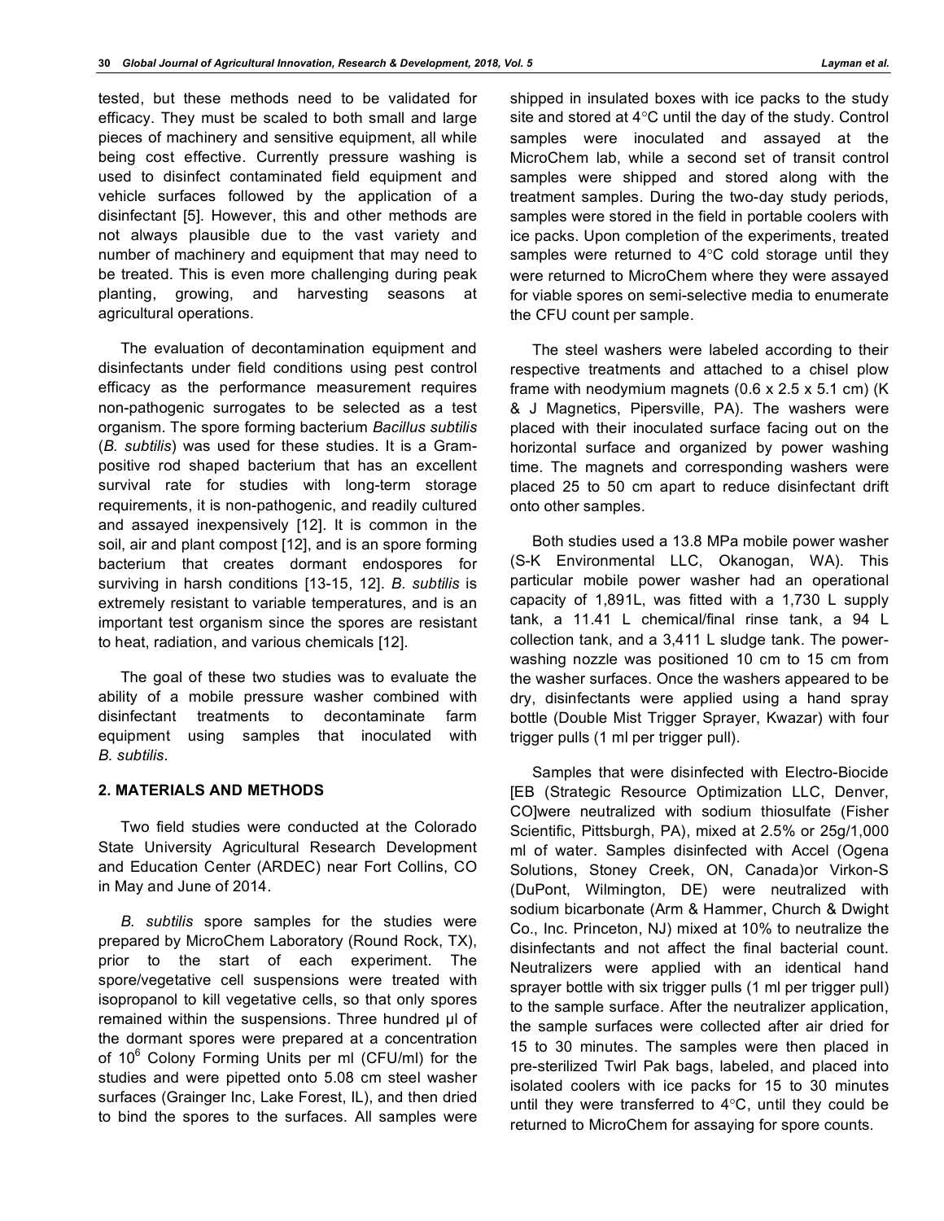tested, but these methods need to be validated for efficacy. They must be scaled to both small and large pieces of machinery and sensitive equipment, all while being cost effective. Currently pressure washing is used to disinfect contaminated field equipment and vehicle surfaces followed by the application of a disinfectant [5]. However, this and other methods are not always plausible due to the vast variety and number of machinery and equipment that may need to be treated. This is even more challenging during peak planting, growing, and harvesting seasons at agricultural operations.

The evaluation of decontamination equipment and disinfectants under field conditions using pest control efficacy as the performance measurement requires non-pathogenic surrogates to be selected as a test organism. The spore forming bacterium *Bacillus subtilis* (*B. subtilis*) was used for these studies. It is a Gram-positive rod shaped bacterium that has an excellent survival rate for studies with long-term storage requirements, it is non-pathogenic, and readily cultured and assayed inexpensively [12]. It is common in the soil, air and plant compost [12], and is an spore forming bacterium that creates dormant endospores for surviving in harsh conditions [13-15, 12]. *B. subtilis* is extremely resistant to variable temperatures, and is an important test organism since the spores are resistant to heat, radiation, and various chemicals [12].

The goal of these two studies was to evaluate the ability of a mobile pressure washer combined with disinfectant treatments to decontaminate farm equipment using samples that inoculated with *B. subtilis*.

## 2. MATERIALS AND METHODS

Two field studies were conducted at the Colorado State University Agricultural Research Development and Education Center (ARDEC) near Fort Collins, CO in May and June of 2014.

*B. subtilis* spore samples for the studies were prepared by MicroChem Laboratory (Round Rock, TX), prior to the start of each experiment. The spore/vegetative cell suspensions were treated with isopropanol to kill vegetative cells, so that only spores remained within the suspensions. Three hundred µl of the dormant spores were prepared at a concentration of $10^6$ Colony Forming Units per ml (CFU/ml) for the studies and were pipetted onto 5.08 cm steel washer surfaces (Grainger Inc, Lake Forest, IL), and then dried to bind the spores to the surfaces. All samples were shipped in insulated boxes with ice packs to the study site and stored at 4°C until the day of the study. Control samples were inoculated and assayed at the MicroChem lab, while a second set of transit control samples were shipped and stored along with the treatment samples. During the two-day study periods, samples were stored in the field in portable coolers with ice packs. Upon completion of the experiments, treated samples were returned to 4°C cold storage until they were returned to MicroChem where they were assayed for viable spores on semi-selective media to enumerate the CFU count per sample.

The steel washers were labeled according to their respective treatments and attached to a chisel plow frame with neodymium magnets (0.6 x 2.5 x 5.1 cm) (K & J Magnetics, Pipersville, PA). The washers were placed with their inoculated surface facing out on the horizontal surface and organized by power washing time. The magnets and corresponding washers were placed 25 to 50 cm apart to reduce disinfectant drift onto other samples.

Both studies used a 13.8 MPa mobile power washer (S-K Environmental LLC, Okanogan, WA). This particular mobile power washer had an operational capacity of 1,891L, was fitted with a 1,730 L supply tank, a 11.41 L chemical/final rinse tank, a 94 L collection tank, and a 3,411 L sludge tank. The power-washing nozzle was positioned 10 cm to 15 cm from the washer surfaces. Once the washers appeared to be dry, disinfectants were applied using a hand spray bottle (Double Mist Trigger Sprayer, Kwazar) with four trigger pulls (1 ml per trigger pull).

Samples that were disinfected with Electro-Biocide [EB (Strategic Resource Optimization LLC, Denver, CO]were neutralized with sodium thiosulfate (Fisher Scientific, Pittsburgh, PA), mixed at 2.5% or 25g/1,000 ml of water. Samples disinfected with Accel (Ogena Solutions, Stoney Creek, ON, Canada)or Virkon-S (DuPont, Wilmington, DE) were neutralized with sodium bicarbonate (Arm & Hammer, Church & Dwight Co., Inc. Princeton, NJ) mixed at 10% to neutralize the disinfectants and not affect the final bacterial count. Neutralizers were applied with an identical hand sprayer bottle with six trigger pulls (1 ml per trigger pull) to the sample surface. After the neutralizer application, the sample surfaces were collected after air dried for 15 to 30 minutes. The samples were then placed in pre-sterilized Twirl Pak bags, labeled, and placed into isolated coolers with ice packs for 15 to 30 minutes until they were transferred to 4°C, until they could be returned to MicroChem for assaying for spore counts.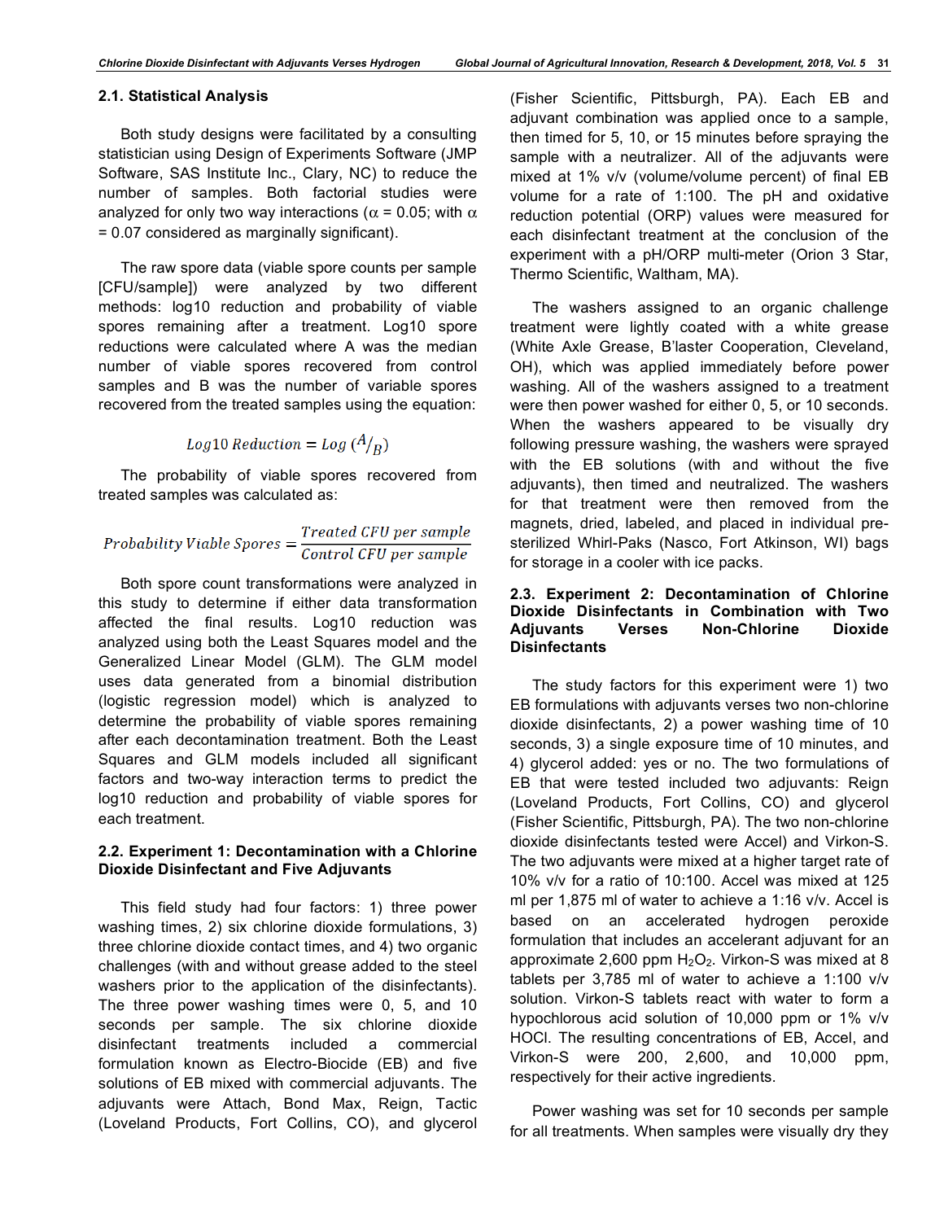### 2.1. Statistical Analysis

Both study designs were facilitated by a consulting statistician using Design of Experiments Software (JMP Software, SAS Institute Inc., Clary, NC) to reduce the number of samples. Both factorial studies were analyzed for only two way interactions ($\alpha$ = 0.05; with $\alpha$ = 0.07 considered as marginally significant).

The raw spore data (viable spore counts per sample [CFU/sample]) were analyzed by two different methods: log10 reduction and probability of viable spores remaining after a treatment. Log10 spore reductions were calculated where A was the median number of viable spores recovered from control samples and B was the number of variable spores recovered from the treated samples using the equation:

$$Log10\ Reduction = Log\ (A/B)$$

The probability of viable spores recovered from treated samples was calculated as:

$$Probability\ Viable\ Spores = \frac{Treated\ CFU\ per\ sample}{Control\ CFU\ per\ sample}$$

Both spore count transformations were analyzed in this study to determine if either data transformation affected the final results. Log10 reduction was analyzed using both the Least Squares model and the Generalized Linear Model (GLM). The GLM model uses data generated from a binomial distribution (logistic regression model) which is analyzed to determine the probability of viable spores remaining after each decontamination treatment. Both the Least Squares and GLM models included all significant factors and two-way interaction terms to predict the log10 reduction and probability of viable spores for each treatment.

### 2.2. Experiment 1: Decontamination with a Chlorine Dioxide Disinfectant and Five Adjuvants

This field study had four factors: 1) three power washing times, 2) six chlorine dioxide formulations, 3) three chlorine dioxide contact times, and 4) two organic challenges (with and without grease added to the steel washers prior to the application of the disinfectants). The three power washing times were 0, 5, and 10 seconds per sample. The six chlorine dioxide disinfectant treatments included a commercial formulation known as Electro-Biocide (EB) and five solutions of EB mixed with commercial adjuvants. The adjuvants were Attach, Bond Max, Reign, Tactic (Loveland Products, Fort Collins, CO), and glycerol (Fisher Scientific, Pittsburgh, PA). Each EB and adjuvant combination was applied once to a sample, then timed for 5, 10, or 15 minutes before spraying the sample with a neutralizer. All of the adjuvants were mixed at 1% v/v (volume/volume percent) of final EB volume for a rate of 1:100. The pH and oxidative reduction potential (ORP) values were measured for each disinfectant treatment at the conclusion of the experiment with a pH/ORP multi-meter (Orion 3 Star, Thermo Scientific, Waltham, MA).

The washers assigned to an organic challenge treatment were lightly coated with a white grease (White Axle Grease, B'laster Cooperation, Cleveland, OH), which was applied immediately before power washing. All of the washers assigned to a treatment were then power washed for either 0, 5, or 10 seconds. When the washers appeared to be visually dry following pressure washing, the washers were sprayed with the EB solutions (with and without the five adjuvants), then timed and neutralized. The washers for that treatment were then removed from the magnets, dried, labeled, and placed in individual pre-sterilized Whirl-Paks (Nasco, Fort Atkinson, WI) bags for storage in a cooler with ice packs.

### 2.3. Experiment 2: Decontamination of Chlorine Dioxide Disinfectants in Combination with Two Adjuvants Verses Non-Chlorine Dioxide Disinfectants

The study factors for this experiment were 1) two EB formulations with adjuvants verses two non-chlorine dioxide disinfectants, 2) a power washing time of 10 seconds, 3) a single exposure time of 10 minutes, and 4) glycerol added: yes or no. The two formulations of EB that were tested included two adjuvants: Reign (Loveland Products, Fort Collins, CO) and glycerol (Fisher Scientific, Pittsburgh, PA). The two non-chlorine dioxide disinfectants tested were Accel) and Virkon-S. The two adjuvants were mixed at a higher target rate of 10% v/v for a ratio of 10:100. Accel was mixed at 125 ml per 1,875 ml of water to achieve a 1:16 v/v. Accel is based on an accelerated hydrogen peroxide formulation that includes an accelerant adjuvant for an approximate 2,600 ppm $H_2O_2$. Virkon-S was mixed at 8 tablets per 3,785 ml of water to achieve a 1:100 v/v solution. Virkon-S tablets react with water to form a hypochlorous acid solution of 10,000 ppm or 1% v/v HOCl. The resulting concentrations of EB, Accel, and Virkon-S were 200, 2,600, and 10,000 ppm, respectively for their active ingredients.

Power washing was set for 10 seconds per sample for all treatments. When samples were visually dry they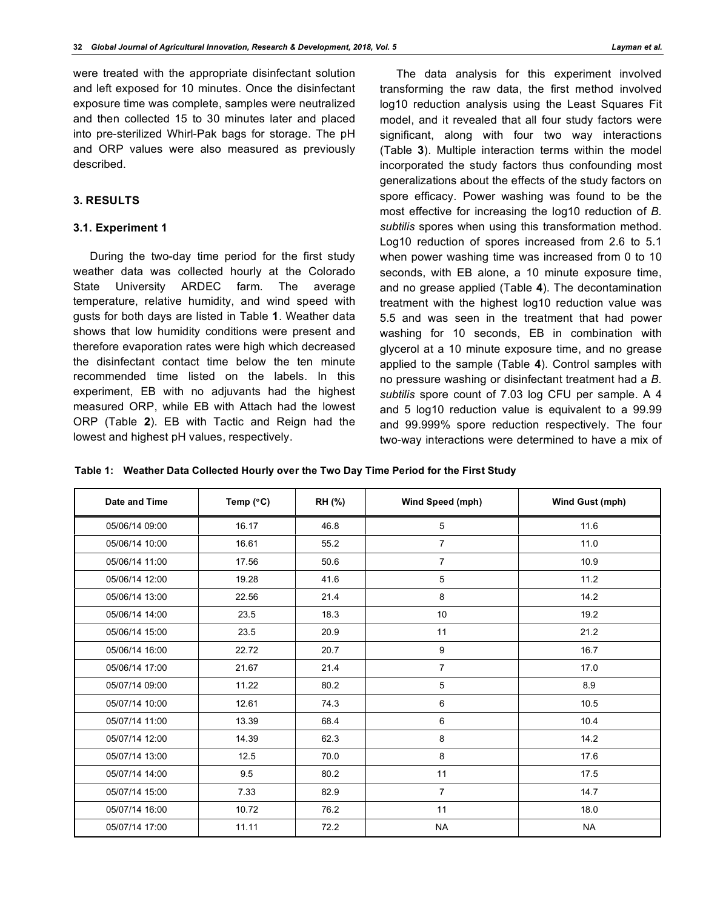were treated with the appropriate disinfectant solution and left exposed for 10 minutes. Once the disinfectant exposure time was complete, samples were neutralized and then collected 15 to 30 minutes later and placed into pre-sterilized Whirl-Pak bags for storage. The pH and ORP values were also measured as previously described.

## 3. RESULTS

### 3.1. Experiment 1

During the two-day time period for the first study weather data was collected hourly at the Colorado State University ARDEC farm. The average temperature, relative humidity, and wind speed with gusts for both days are listed in Table **1**. Weather data shows that low humidity conditions were present and therefore evaporation rates were high which decreased the disinfectant contact time below the ten minute recommended time listed on the labels. In this experiment, EB with no adjuvants had the highest measured ORP, while EB with Attach had the lowest ORP (Table **2**). EB with Tactic and Reign had the lowest and highest pH values, respectively.

The data analysis for this experiment involved transforming the raw data, the first method involved log10 reduction analysis using the Least Squares Fit model, and it revealed that all four study factors were significant, along with four two way interactions (Table **3**). Multiple interaction terms within the model incorporated the study factors thus confounding most generalizations about the effects of the study factors on spore efficacy. Power washing was found to be the most effective for increasing the log10 reduction of *B. subtilis* spores when using this transformation method. Log10 reduction of spores increased from 2.6 to 5.1 when power washing time was increased from 0 to 10 seconds, with EB alone, a 10 minute exposure time, and no grease applied (Table **4**). The decontamination treatment with the highest log10 reduction value was 5.5 and was seen in the treatment that had power washing for 10 seconds, EB in combination with glycerol at a 10 minute exposure time, and no grease applied to the sample (Table **4**). Control samples with no pressure washing or disinfectant treatment had a *B. subtilis* spore count of 7.03 log CFU per sample. A 4 and 5 log10 reduction value is equivalent to a 99.99 and 99.999% spore reduction respectively. The four two-way interactions were determined to have a mix of

**Table 1: Weather Data Collected Hourly over the Two Day Time Period for the First Study**

| Date and Time | Temp (°C) | RH (%) | Wind Speed (mph) | Wind Gust (mph) |
|---|---|---|---|---|
| 05/06/14 09:00 | 16.17 | 46.8 | 5 | 11.6 |
| 05/06/14 10:00 | 16.61 | 55.2 | 7 | 11.0 |
| 05/06/14 11:00 | 17.56 | 50.6 | 7 | 10.9 |
| 05/06/14 12:00 | 19.28 | 41.6 | 5 | 11.2 |
| 05/06/14 13:00 | 22.56 | 21.4 | 8 | 14.2 |
| 05/06/14 14:00 | 23.5 | 18.3 | 10 | 19.2 |
| 05/06/14 15:00 | 23.5 | 20.9 | 11 | 21.2 |
| 05/06/14 16:00 | 22.72 | 20.7 | 9 | 16.7 |
| 05/06/14 17:00 | 21.67 | 21.4 | 7 | 17.0 |
| 05/07/14 09:00 | 11.22 | 80.2 | 5 | 8.9 |
| 05/07/14 10:00 | 12.61 | 74.3 | 6 | 10.5 |
| 05/07/14 11:00 | 13.39 | 68.4 | 6 | 10.4 |
| 05/07/14 12:00 | 14.39 | 62.3 | 8 | 14.2 |
| 05/07/14 13:00 | 12.5 | 70.0 | 8 | 17.6 |
| 05/07/14 14:00 | 9.5 | 80.2 | 11 | 17.5 |
| 05/07/14 15:00 | 7.33 | 82.9 | 7 | 14.7 |
| 05/07/14 16:00 | 10.72 | 76.2 | 11 | 18.0 |
| 05/07/14 17:00 | 11.11 | 72.2 | NA | NA |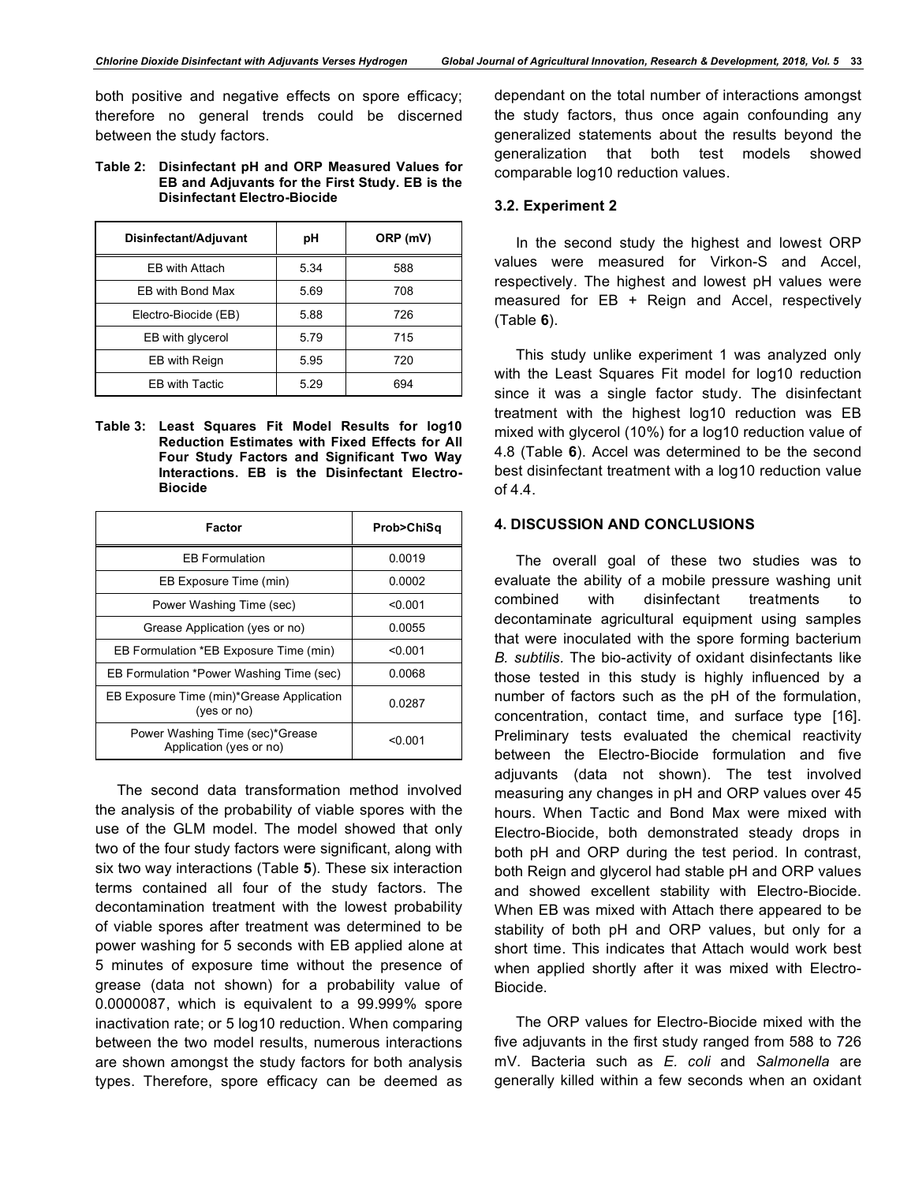both positive and negative effects on spore efficacy; therefore no general trends could be discerned between the study factors.

**Table 2: Disinfectant pH and ORP Measured Values for EB and Adjuvants for the First Study. EB is the Disinfectant Electro-Biocide**

| Disinfectant/Adjuvant | pH | ORP (mV) |
|---|---|---|
| EB with Attach | 5.34 | 588 |
| EB with Bond Max | 5.69 | 708 |
| Electro-Biocide (EB) | 5.88 | 726 |
| EB with glycerol | 5.79 | 715 |
| EB with Reign | 5.95 | 720 |
| EB with Tactic | 5.29 | 694 |

**Table 3: Least Squares Fit Model Results for log10 Reduction Estimates with Fixed Effects for All Four Study Factors and Significant Two Way Interactions. EB is the Disinfectant Electro-Biocide**

| Factor | Prob>ChiSq |
|---|---|
| EB Formulation | 0.0019 |
| EB Exposure Time (min) | 0.0002 |
| Power Washing Time (sec) | <0.001 |
| Grease Application (yes or no) | 0.0055 |
| EB Formulation *EB Exposure Time (min) | <0.001 |
| EB Formulation *Power Washing Time (sec) | 0.0068 |
| EB Exposure Time (min)*Grease Application (yes or no) | 0.0287 |
| Power Washing Time (sec)*Grease Application (yes or no) | <0.001 |

The second data transformation method involved the analysis of the probability of viable spores with the use of the GLM model. The model showed that only two of the four study factors were significant, along with six two way interactions (Table **5**). These six interaction terms contained all four of the study factors. The decontamination treatment with the lowest probability of viable spores after treatment was determined to be power washing for 5 seconds with EB applied alone at 5 minutes of exposure time without the presence of grease (data not shown) for a probability value of 0.0000087, which is equivalent to a 99.999% spore inactivation rate; or 5 log10 reduction. When comparing between the two model results, numerous interactions are shown amongst the study factors for both analysis types. Therefore, spore efficacy can be deemed as dependant on the total number of interactions amongst the study factors, thus once again confounding any generalized statements about the results beyond the generalization that both test models showed comparable log10 reduction values.

### 3.2. Experiment 2

In the second study the highest and lowest ORP values were measured for Virkon-S and Accel, respectively. The highest and lowest pH values were measured for EB + Reign and Accel, respectively (Table **6**).

This study unlike experiment 1 was analyzed only with the Least Squares Fit model for log10 reduction since it was a single factor study. The disinfectant treatment with the highest log10 reduction was EB mixed with glycerol (10%) for a log10 reduction value of 4.8 (Table **6**). Accel was determined to be the second best disinfectant treatment with a log10 reduction value of 4.4.

## 4. DISCUSSION AND CONCLUSIONS

The overall goal of these two studies was to evaluate the ability of a mobile pressure washing unit combined with disinfectant treatments to decontaminate agricultural equipment using samples that were inoculated with the spore forming bacterium *B. subtilis*. The bio-activity of oxidant disinfectants like those tested in this study is highly influenced by a number of factors such as the pH of the formulation, concentration, contact time, and surface type [16]. Preliminary tests evaluated the chemical reactivity between the Electro-Biocide formulation and five adjuvants (data not shown). The test involved measuring any changes in pH and ORP values over 45 hours. When Tactic and Bond Max were mixed with Electro-Biocide, both demonstrated steady drops in both pH and ORP during the test period. In contrast, both Reign and glycerol had stable pH and ORP values and showed excellent stability with Electro-Biocide. When EB was mixed with Attach there appeared to be stability of both pH and ORP values, but only for a short time. This indicates that Attach would work best when applied shortly after it was mixed with Electro-Biocide.

The ORP values for Electro-Biocide mixed with the five adjuvants in the first study ranged from 588 to 726 mV. Bacteria such as *E. coli* and *Salmonella* are generally killed within a few seconds when an oxidant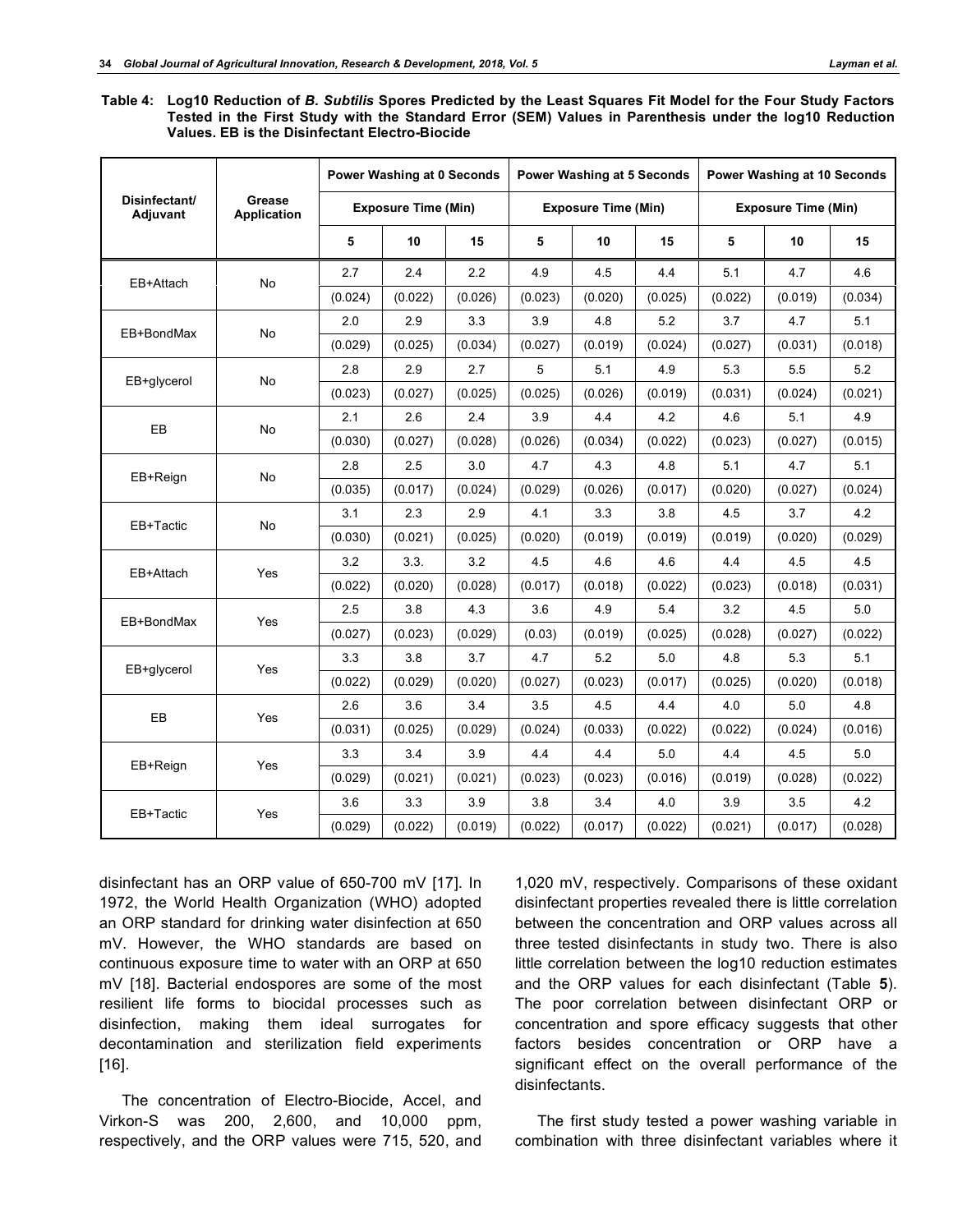**Table 4: Log10 Reduction of *B. Subtilis* Spores Predicted by the Least Squares Fit Model for the Four Study Factors Tested in the First Study with the Standard Error (SEM) Values in Parenthesis under the log10 Reduction Values. EB is the Disinfectant Electro-Biocide**

| Disinfectant/ Adjuvant | Grease Application | Power Washing at 0 Seconds | | | Power Washing at 5 Seconds | | | Power Washing at 10 Seconds | | |
|---|---|---|---|---|---|---|---|---|---|---|
| | | Exposure Time (Min) | | | Exposure Time (Min) | | | Exposure Time (Min) | | |
| | | 5 | 10 | 15 | 5 | 10 | 15 | 5 | 10 | 15 |
| EB+Attach | No | 2.7 | 2.4 | 2.2 | 4.9 | 4.5 | 4.4 | 5.1 | 4.7 | 4.6 |
| | | (0.024) | (0.022) | (0.026) | (0.023) | (0.020) | (0.025) | (0.022) | (0.019) | (0.034) |
| EB+BondMax | No | 2.0 | 2.9 | 3.3 | 3.9 | 4.8 | 5.2 | 3.7 | 4.7 | 5.1 |
| | | (0.029) | (0.025) | (0.034) | (0.027) | (0.019) | (0.024) | (0.027) | (0.031) | (0.018) |
| EB+glycerol | No | 2.8 | 2.9 | 2.7 | 5 | 5.1 | 4.9 | 5.3 | 5.5 | 5.2 |
| | | (0.023) | (0.027) | (0.025) | (0.025) | (0.026) | (0.019) | (0.031) | (0.024) | (0.021) |
| EB | No | 2.1 | 2.6 | 2.4 | 3.9 | 4.4 | 4.2 | 4.6 | 5.1 | 4.9 |
| | | (0.030) | (0.027) | (0.028) | (0.026) | (0.034) | (0.022) | (0.023) | (0.027) | (0.015) |
| EB+Reign | No | 2.8 | 2.5 | 3.0 | 4.7 | 4.3 | 4.8 | 5.1 | 4.7 | 5.1 |
| | | (0.035) | (0.017) | (0.024) | (0.029) | (0.026) | (0.017) | (0.020) | (0.027) | (0.024) |
| EB+Tactic | No | 3.1 | 2.3 | 2.9 | 4.1 | 3.3 | 3.8 | 4.5 | 3.7 | 4.2 |
| | | (0.030) | (0.021) | (0.025) | (0.020) | (0.019) | (0.019) | (0.019) | (0.020) | (0.029) |
| EB+Attach | Yes | 3.2 | 3.3. | 3.2 | 4.5 | 4.6 | 4.6 | 4.4 | 4.5 | 4.5 |
| | | (0.022) | (0.020) | (0.028) | (0.017) | (0.018) | (0.022) | (0.023) | (0.018) | (0.031) |
| EB+BondMax | Yes | 2.5 | 3.8 | 4.3 | 3.6 | 4.9 | 5.4 | 3.2 | 4.5 | 5.0 |
| | | (0.027) | (0.023) | (0.029) | (0.03) | (0.019) | (0.025) | (0.028) | (0.027) | (0.022) |
| EB+glycerol | Yes | 3.3 | 3.8 | 3.7 | 4.7 | 5.2 | 5.0 | 4.8 | 5.3 | 5.1 |
| | | (0.022) | (0.029) | (0.020) | (0.027) | (0.023) | (0.017) | (0.025) | (0.020) | (0.018) |
| EB | Yes | 2.6 | 3.6 | 3.4 | 3.5 | 4.5 | 4.4 | 4.0 | 5.0 | 4.8 |
| | | (0.031) | (0.025) | (0.029) | (0.024) | (0.033) | (0.022) | (0.022) | (0.024) | (0.016) |
| EB+Reign | Yes | 3.3 | 3.4 | 3.9 | 4.4 | 4.4 | 5.0 | 4.4 | 4.5 | 5.0 |
| | | (0.029) | (0.021) | (0.021) | (0.023) | (0.023) | (0.016) | (0.019) | (0.028) | (0.022) |
| EB+Tactic | Yes | 3.6 | 3.3 | 3.9 | 3.8 | 3.4 | 4.0 | 3.9 | 3.5 | 4.2 |
| | | (0.029) | (0.022) | (0.019) | (0.022) | (0.017) | (0.022) | (0.021) | (0.017) | (0.028) |

disinfectant has an ORP value of 650-700 mV [17]. In 1972, the World Health Organization (WHO) adopted an ORP standard for drinking water disinfection at 650 mV. However, the WHO standards are based on continuous exposure time to water with an ORP at 650 mV [18]. Bacterial endospores are some of the most resilient life forms to biocidal processes such as disinfection, making them ideal surrogates for decontamination and sterilization field experiments [16].

The concentration of Electro-Biocide, Accel, and Virkon-S was 200, 2,600, and 10,000 ppm, respectively, and the ORP values were 715, 520, and 1,020 mV, respectively. Comparisons of these oxidant disinfectant properties revealed there is little correlation between the concentration and ORP values across all three tested disinfectants in study two. There is also little correlation between the log10 reduction estimates and the ORP values for each disinfectant (Table **5**). The poor correlation between disinfectant ORP or concentration and spore efficacy suggests that other factors besides concentration or ORP have a significant effect on the overall performance of the disinfectants.

The first study tested a power washing variable in combination with three disinfectant variables where it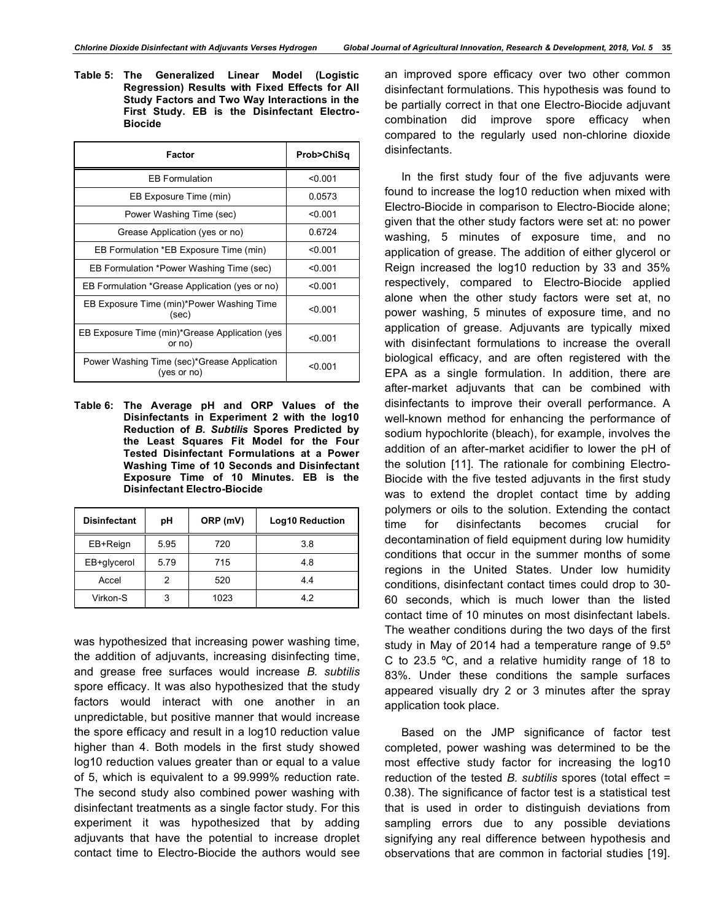**Table 5: The Generalized Linear Model (Logistic Regression) Results with Fixed Effects for All Study Factors and Two Way Interactions in the First Study. EB is the Disinfectant Electro-Biocide**

| Factor | Prob>ChiSq |
|---|---|
| EB Formulation | <0.001 |
| EB Exposure Time (min) | 0.0573 |
| Power Washing Time (sec) | <0.001 |
| Grease Application (yes or no) | 0.6724 |
| EB Formulation *EB Exposure Time (min) | <0.001 |
| EB Formulation *Power Washing Time (sec) | <0.001 |
| EB Formulation *Grease Application (yes or no) | <0.001 |
| EB Exposure Time (min)*Power Washing Time (sec) | <0.001 |
| EB Exposure Time (min)*Grease Application (yes or no) | <0.001 |
| Power Washing Time (sec)*Grease Application (yes or no) | <0.001 |

**Table 6: The Average pH and ORP Values of the Disinfectants in Experiment 2 with the log10 Reduction of *B. Subtilis* Spores Predicted by the Least Squares Fit Model for the Four Tested Disinfectant Formulations at a Power Washing Time of 10 Seconds and Disinfectant Exposure Time of 10 Minutes. EB is the Disinfectant Electro-Biocide**

| Disinfectant | pH | ORP (mV) | Log10 Reduction |
|---|---|---|---|
| EB+Reign | 5.95 | 720 | 3.8 |
| EB+glycerol | 5.79 | 715 | 4.8 |
| Accel | 2 | 520 | 4.4 |
| Virkon-S | 3 | 1023 | 4.2 |

was hypothesized that increasing power washing time, the addition of adjuvants, increasing disinfecting time, and grease free surfaces would increase *B. subtilis* spore efficacy. It was also hypothesized that the study factors would interact with one another in an unpredictable, but positive manner that would increase the spore efficacy and result in a log10 reduction value higher than 4. Both models in the first study showed log10 reduction values greater than or equal to a value of 5, which is equivalent to a 99.999% reduction rate. The second study also combined power washing with disinfectant treatments as a single factor study. For this experiment it was hypothesized that by adding adjuvants that have the potential to increase droplet contact time to Electro-Biocide the authors would see an improved spore efficacy over two other common disinfectant formulations. This hypothesis was found to be partially correct in that one Electro-Biocide adjuvant combination did improve spore efficacy when compared to the regularly used non-chlorine dioxide disinfectants.

In the first study four of the five adjuvants were found to increase the log10 reduction when mixed with Electro-Biocide in comparison to Electro-Biocide alone; given that the other study factors were set at: no power washing, 5 minutes of exposure time, and no application of grease. The addition of either glycerol or Reign increased the log10 reduction by 33 and 35% respectively, compared to Electro-Biocide applied alone when the other study factors were set at, no power washing, 5 minutes of exposure time, and no application of grease. Adjuvants are typically mixed with disinfectant formulations to increase the overall biological efficacy, and are often registered with the EPA as a single formulation. In addition, there are after-market adjuvants that can be combined with disinfectants to improve their overall performance. A well-known method for enhancing the performance of sodium hypochlorite (bleach), for example, involves the addition of an after-market acidifier to lower the pH of the solution [11]. The rationale for combining Electro-Biocide with the five tested adjuvants in the first study was to extend the droplet contact time by adding polymers or oils to the solution. Extending the contact time for disinfectants becomes crucial for decontamination of field equipment during low humidity conditions that occur in the summer months of some regions in the United States. Under low humidity conditions, disinfectant contact times could drop to 30-60 seconds, which is much lower than the listed contact time of 10 minutes on most disinfectant labels. The weather conditions during the two days of the first study in May of 2014 had a temperature range of 9.5º C to 23.5 ºC, and a relative humidity range of 18 to 83%. Under these conditions the sample surfaces appeared visually dry 2 or 3 minutes after the spray application took place.

Based on the JMP significance of factor test completed, power washing was determined to be the most effective study factor for increasing the log10 reduction of the tested *B. subtilis* spores (total effect = 0.38). The significance of factor test is a statistical test that is used in order to distinguish deviations from sampling errors due to any possible deviations signifying any real difference between hypothesis and observations that are common in factorial studies [19].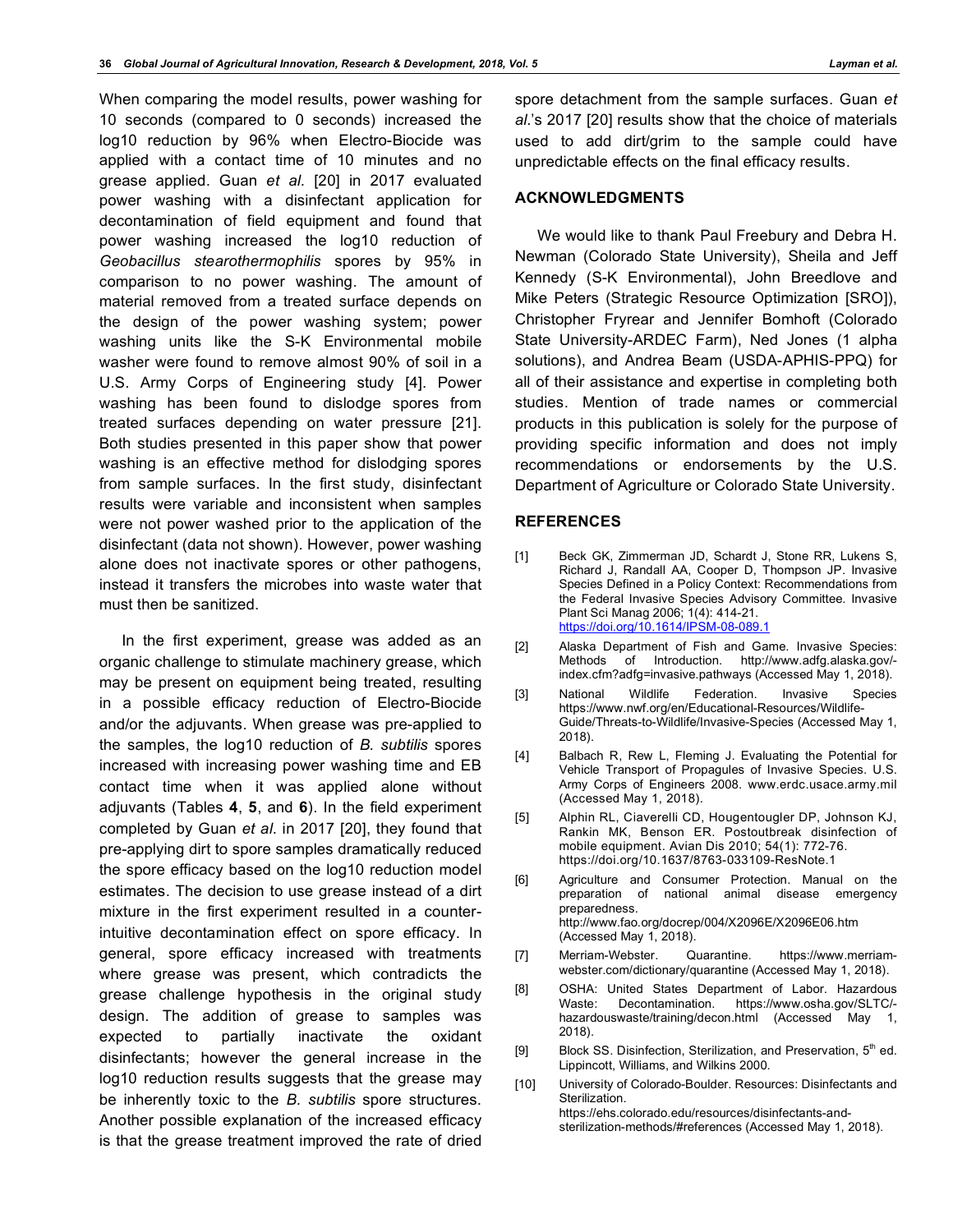When comparing the model results, power washing for 10 seconds (compared to 0 seconds) increased the log10 reduction by 96% when Electro-Biocide was applied with a contact time of 10 minutes and no grease applied. Guan *et al*. [20] in 2017 evaluated power washing with a disinfectant application for decontamination of field equipment and found that power washing increased the log10 reduction of *Geobacillus stearothermophilis* spores by 95% in comparison to no power washing. The amount of material removed from a treated surface depends on the design of the power washing system; power washing units like the S-K Environmental mobile washer were found to remove almost 90% of soil in a U.S. Army Corps of Engineering study [4]. Power washing has been found to dislodge spores from treated surfaces depending on water pressure [21]. Both studies presented in this paper show that power washing is an effective method for dislodging spores from sample surfaces. In the first study, disinfectant results were variable and inconsistent when samples were not power washed prior to the application of the disinfectant (data not shown). However, power washing alone does not inactivate spores or other pathogens, instead it transfers the microbes into waste water that must then be sanitized.

In the first experiment, grease was added as an organic challenge to stimulate machinery grease, which may be present on equipment being treated, resulting in a possible efficacy reduction of Electro-Biocide and/or the adjuvants. When grease was pre-applied to the samples, the log10 reduction of *B. subtilis* spores increased with increasing power washing time and EB contact time when it was applied alone without adjuvants (Tables **4**, **5**, and **6**). In the field experiment completed by Guan *et al*. in 2017 [20], they found that pre-applying dirt to spore samples dramatically reduced the spore efficacy based on the log10 reduction model estimates. The decision to use grease instead of a dirt mixture in the first experiment resulted in a counter-intuitive decontamination effect on spore efficacy. In general, spore efficacy increased with treatments where grease was present, which contradicts the grease challenge hypothesis in the original study design. The addition of grease to samples was expected to partially inactivate the oxidant disinfectants; however the general increase in the log10 reduction results suggests that the grease may be inherently toxic to the *B. subtilis* spore structures. Another possible explanation of the increased efficacy is that the grease treatment improved the rate of dried spore detachment from the sample surfaces. Guan *et al*.'s 2017 [20] results show that the choice of materials used to add dirt/grim to the sample could have unpredictable effects on the final efficacy results.

## ACKNOWLEDGMENTS

We would like to thank Paul Freebury and Debra H. Newman (Colorado State University), Sheila and Jeff Kennedy (S-K Environmental), John Breedlove and Mike Peters (Strategic Resource Optimization [SRO]), Christopher Fryrear and Jennifer Bomhoft (Colorado State University-ARDEC Farm), Ned Jones (1 alpha solutions), and Andrea Beam (USDA-APHIS-PPQ) for all of their assistance and expertise in completing both studies. Mention of trade names or commercial products in this publication is solely for the purpose of providing specific information and does not imply recommendations or endorsements by the U.S. Department of Agriculture or Colorado State University.

## REFERENCES

[1] Beck GK, Zimmerman JD, Schardt J, Stone RR, Lukens S, Richard J, Randall AA, Cooper D, Thompson JP. Invasive Species Defined in a Policy Context: Recommendations from the Federal Invasive Species Advisory Committee. Invasive Plant Sci Manag 2006; 1(4): 414-21. https://doi.org/10.1614/IPSM-08-089.1

[2] Alaska Department of Fish and Game. Invasive Species: Methods of Introduction. http://www.adfg.alaska.gov/-index.cfm?adfg=invasive.pathways (Accessed May 1, 2018).

[3] National Wildlife Federation. Invasive Species https://www.nwf.org/en/Educational-Resources/Wildlife-Guide/Threats-to-Wildlife/Invasive-Species (Accessed May 1, 2018).

[4] Balbach R, Rew L, Fleming J. Evaluating the Potential for Vehicle Transport of Propagules of Invasive Species. U.S. Army Corps of Engineers 2008. www.erdc.usace.army.mil (Accessed May 1, 2018).

[5] Alphin RL, Ciaverelli CD, Hougentougler DP, Johnson KJ, Rankin MK, Benson ER. Postoutbreak disinfection of mobile equipment. Avian Dis 2010; 54(1): 772-76. https://doi.org/10.1637/8763-033109-ResNote.1

[6] Agriculture and Consumer Protection. Manual on the preparation of national animal disease emergency preparedness. http://www.fao.org/docrep/004/X2096E/X2096E06.htm (Accessed May 1, 2018).

[7] Merriam-Webster. Quarantine. https://www.merriam-webster.com/dictionary/quarantine (Accessed May 1, 2018).

[8] OSHA: United States Department of Labor. Hazardous Waste: Decontamination. https://www.osha.gov/SLTC/-hazardouswaste/training/decon.html (Accessed May 1, 2018).

[9] Block SS. Disinfection, Sterilization, and Preservation, 5th ed. Lippincott, Williams, and Wilkins 2000.

[10] University of Colorado-Boulder. Resources: Disinfectants and Sterilization. https://ehs.colorado.edu/resources/disinfectants-and-sterilization-methods/#references (Accessed May 1, 2018).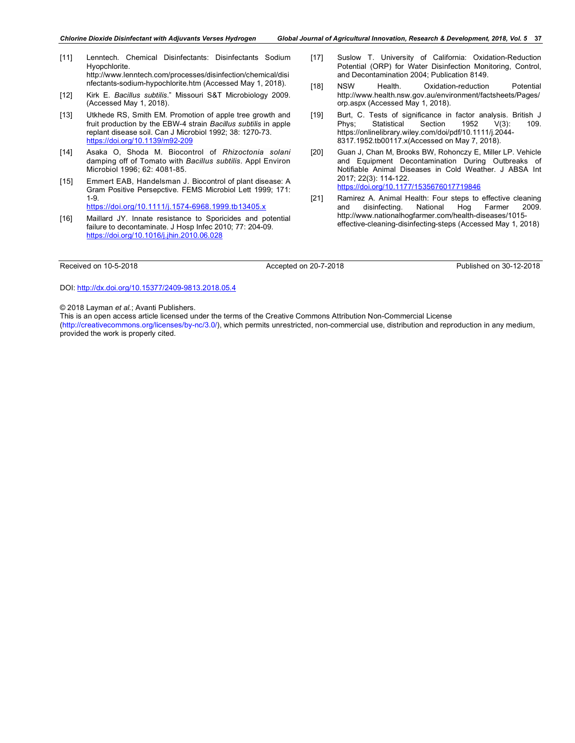[11] Lenntech. Chemical Disinfectants: Disinfectants Sodium Hyopchlorite. http://www.lenntech.com/processes/disinfection/chemical/disinfectants-sodium-hypochlorite.htm (Accessed May 1, 2018).

[12] Kirk E. *Bacillus subtilis*." Missouri S&T Microbiology 2009. (Accessed May 1, 2018).

[13] Utkhede RS, Smith EM. Promotion of apple tree growth and fruit production by the EBW-4 strain *Bacillus subtilis* in apple replant disease soil. Can J Microbiol 1992; 38: 1270-73. https://doi.org/10.1139/m92-209

[14] Asaka O, Shoda M. Biocontrol of *Rhizoctonia solani* damping off of Tomato with *Bacillus subtilis*. Appl Environ Microbiol 1996; 62: 4081-85.

[15] Emmert EAB, Handelsman J. Biocontrol of plant disease: A Gram Positive Persepctive. FEMS Microbiol Lett 1999; 171: 1-9. https://doi.org/10.1111/j.1574-6968.1999.tb13405.x

[16] Maillard JY. Innate resistance to Sporicides and potential failure to decontaminate. J Hosp Infec 2010; 77: 204-09. https://doi.org/10.1016/j.jhin.2010.06.028

[17] Suslow T. University of California: Oxidation-Reduction Potential (ORP) for Water Disinfection Monitoring, Control, and Decontamination 2004; Publication 8149.

[18] NSW Health. Oxidation-reduction Potential http://www.health.nsw.gov.au/environment/factsheets/Pages/orp.aspx (Accessed May 1, 2018).

[19] Burt, C. Tests of significance in factor analysis. British J Phys; Statistical Section 1952 V(3): 109. https://onlinelibrary.wiley.com/doi/pdf/10.1111/j.2044-8317.1952.tb00117.x(Accessed on May 7, 2018).

[20] Guan J, Chan M, Brooks BW, Rohonczy E, Miller LP. Vehicle and Equipment Decontamination During Outbreaks of Notifiable Animal Diseases in Cold Weather. J ABSA Int 2017; 22(3): 114-122. https://doi.org/10.1177/1535676017719846

[21] Ramirez A. Animal Health: Four steps to effective cleaning and disinfecting. National Hog Farmer 2009. http://www.nationalhogfarmer.com/health-diseases/1015-effective-cleaning-disinfecting-steps (Accessed May 1, 2018)

Received on 10-5-2018 Accepted on 20-7-2018 Published on 30-12-2018

DOI: http://dx.doi.org/10.15377/2409-9813.2018.05.4

© 2018 Layman *et al.*; Avanti Publishers.

This is an open access article licensed under the terms of the Creative Commons Attribution Non-Commercial License (http://creativecommons.org/licenses/by-nc/3.0/), which permits unrestricted, non-commercial use, distribution and reproduction in any medium, provided the work is properly cited.